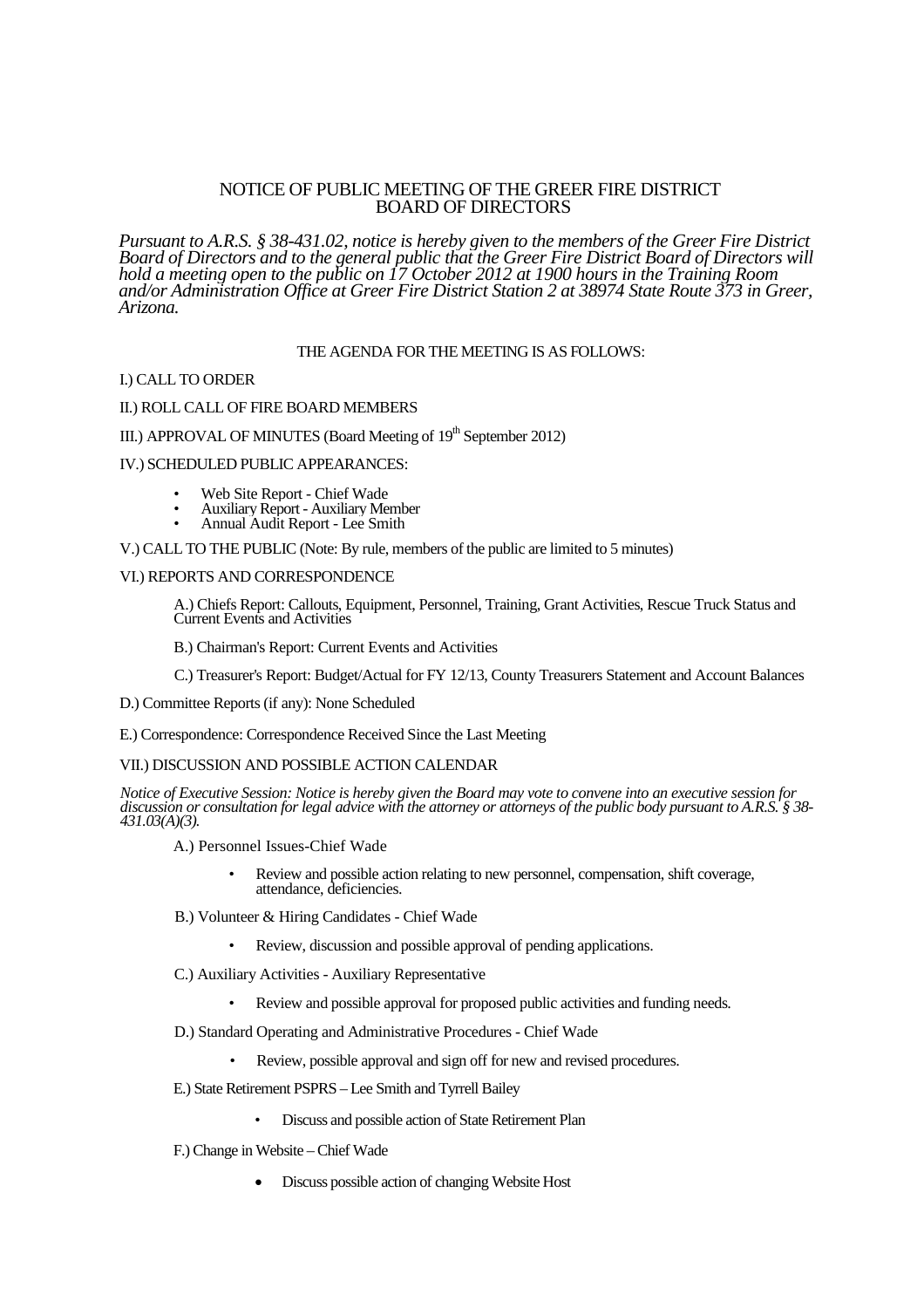# NOTICE OF PUBLIC MEETING OF THE GREER FIRE DISTRICT BOARD OF DIRECTORS

*Pursuant to A.R.S. § 38-431.02, notice is hereby given to the members of the Greer Fire District Board of Directors and to the general public that the Greer Fire District Board of Directors will hold a meeting open to the public on 17 October 2012 at 1900 hours in the Training Room and/or Administration Office at Greer Fire District Station 2 at 38974 State Route 373 in Greer, Arizona.*

THE AGENDA FOR THE MEETING IS AS FOLLOWS:

I.) CALL TO ORDER

II.) ROLL CALL OF FIRE BOARD MEMBERS

III.) APPROVAL OF MINUTES (Board Meeting of 19th September 2012)

IV.) SCHEDULED PUBLIC APPEARANCES:

- Web Site Report - Chief Wade
- Auxiliary Report - Auxiliary Member
- Annual Audit Report - Lee Smith

V.) CALL TO THE PUBLIC (Note: By rule, members of the public are limited to 5 minutes)

VI.) REPORTS AND CORRESPONDENCE

A.) Chiefs Report: Callouts, Equipment, Personnel, Training, Grant Activities, Rescue Truck Status and Current Events and Activities

B.) Chairman's Report: Current Events and Activities

C.) Treasurer's Report: Budget/Actual for FY 12/13, County Treasurers Statement and Account Balances

D.) Committee Reports (if any): None Scheduled

E.) Correspondence: Correspondence Received Since the Last Meeting

VII.) DISCUSSION AND POSSIBLE ACTION CALENDAR

*Notice of Executive Session: Notice is hereby given the Board may vote to convene into an executive session for discussion or consultation for legal advice with the attorney or attorneys of the public body pursuant to A.R.S. § 38-431.03(A)(3).*

A.) Personnel Issues-Chief Wade

- Review and possible action relating to new personnel, compensation, shift coverage, attendance, deficiencies.

B.) Volunteer & Hiring Candidates - Chief Wade

- Review, discussion and possible approval of pending applications.

C.) Auxiliary Activities - Auxiliary Representative

- Review and possible approval for proposed public activities and funding needs.

D.) Standard Operating and Administrative Procedures - Chief Wade

- Review, possible approval and sign off for new and revised procedures.

E.) State Retirement PSPRS – Lee Smith and Tyrrell Bailey

- Discuss and possible action of State Retirement Plan

F.) Change in Website – Chief Wade

- Discuss possible action of changing Website Host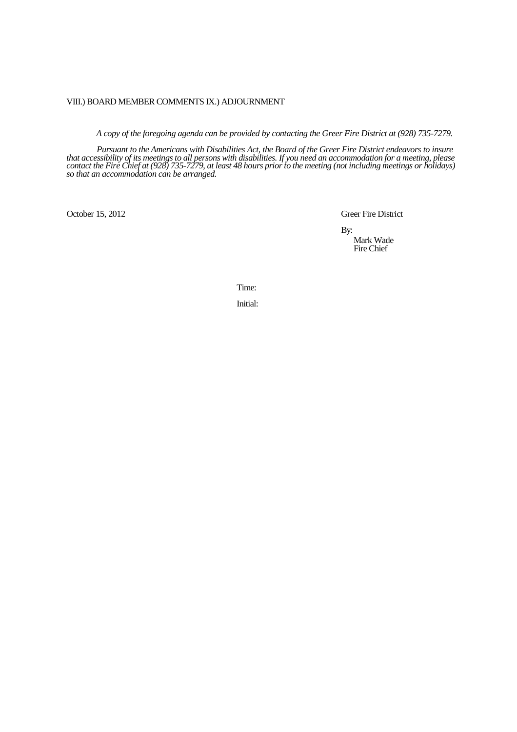VIII.) BOARD MEMBER COMMENTS IX.) ADJOURNMENT

*A copy of the foregoing agenda can be provided by contacting the Greer Fire District at (928) 735-7279.*

*Pursuant to the Americans with Disabilities Act, the Board of the Greer Fire District endeavors to insure that accessibility of its meetings to all persons with disabilities. If you need an accommodation for a meeting, please contact the Fire Chief at (928) 735-7279, at least 48 hours prior to the meeting (not including meetings or holidays) so that an accommodation can be arranged.*

October 15, 2012

Greer Fire District

By:
Mark Wade
Fire Chief

Time:

Initial: